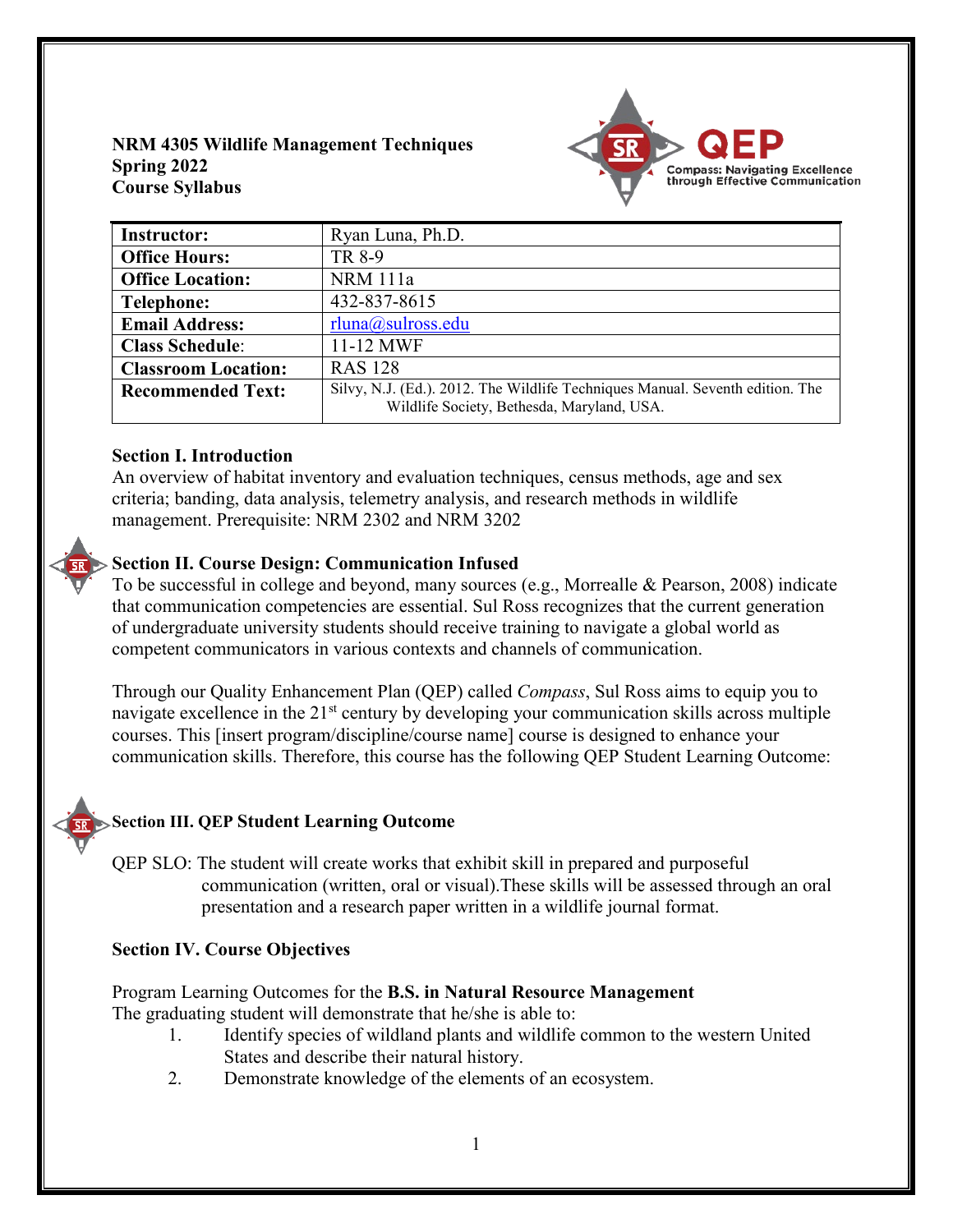**NRM 4305 Wildlife Management Techniques**
**Spring 2022**
**Course Syllabus**

QEP
Compass: Navigating Excellence through Effective Communication

| **Instructor:** | Ryan Luna, Ph.D. |
|---|---|
| **Office Hours:** | TR 8-9 |
| **Office Location:** | NRM 111a |
| **Telephone:** | 432-837-8615 |
| **Email Address:** | rluna@sulross.edu |
| **Class Schedule**: | 11-12 MWF |
| **Classroom Location:** | RAS 128 |
| **Recommended Text:** | Silvy, N.J. (Ed.). 2012. The Wildlife Techniques Manual. Seventh edition. The Wildlife Society, Bethesda, Maryland, USA. |

## Section I. Introduction

An overview of habitat inventory and evaluation techniques, census methods, age and sex criteria; banding, data analysis, telemetry analysis, and research methods in wildlife management. Prerequisite: NRM 2302 and NRM 3202

## Section II. Course Design: Communication Infused

To be successful in college and beyond, many sources (e.g., Morrealle & Pearson, 2008) indicate that communication competencies are essential. Sul Ross recognizes that the current generation of undergraduate university students should receive training to navigate a global world as competent communicators in various contexts and channels of communication.

Through our Quality Enhancement Plan (QEP) called *Compass*, Sul Ross aims to equip you to navigate excellence in the 21st century by developing your communication skills across multiple courses. This [insert program/discipline/course name] course is designed to enhance your communication skills. Therefore, this course has the following QEP Student Learning Outcome:

## Section III. QEP Student Learning Outcome

QEP SLO: The student will create works that exhibit skill in prepared and purposeful communication (written, oral or visual).These skills will be assessed through an oral presentation and a research paper written in a wildlife journal format.

## Section IV. Course Objectives

Program Learning Outcomes for the **B.S. in Natural Resource Management**
The graduating student will demonstrate that he/she is able to:

1. Identify species of wildland plants and wildlife common to the western United States and describe their natural history.
2. Demonstrate knowledge of the elements of an ecosystem.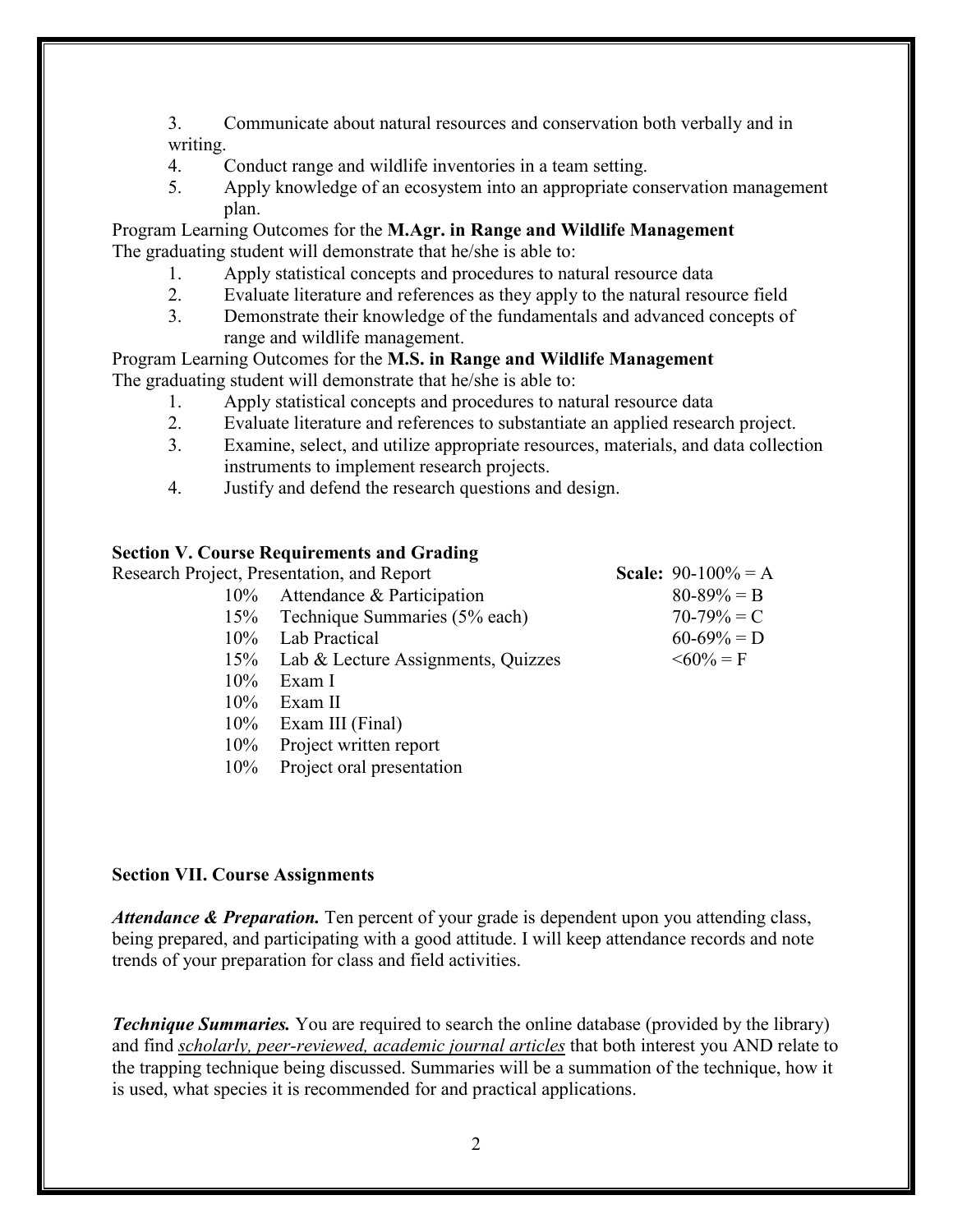3. Communicate about natural resources and conservation both verbally and in writing.
4. Conduct range and wildlife inventories in a team setting.
5. Apply knowledge of an ecosystem into an appropriate conservation management plan.

Program Learning Outcomes for the **M.Agr. in Range and Wildlife Management**
The graduating student will demonstrate that he/she is able to:

1. Apply statistical concepts and procedures to natural resource data
2. Evaluate literature and references as they apply to the natural resource field
3. Demonstrate their knowledge of the fundamentals and advanced concepts of range and wildlife management.

Program Learning Outcomes for the **M.S. in Range and Wildlife Management**
The graduating student will demonstrate that he/she is able to:

1. Apply statistical concepts and procedures to natural resource data
2. Evaluate literature and references to substantiate an applied research project.
3. Examine, select, and utilize appropriate resources, materials, and data collection instruments to implement research projects.
4. Justify and defend the research questions and design.

## Section V. Course Requirements and Grading

Research Project, Presentation, and Report

- 10% Attendance & Participation
- 15% Technique Summaries (5% each)
- 10% Lab Practical
- 15% Lab & Lecture Assignments, Quizzes
- 10% Exam I
- 10% Exam II
- 10% Exam III (Final)
- 10% Project written report
- 10% Project oral presentation

**Scale:**

- 90-100% = A
- 80-89% = B
- 70-79% = C
- 60-69% = D
- <60% = F

## Section VII. Course Assignments

***Attendance & Preparation.*** Ten percent of your grade is dependent upon you attending class, being prepared, and participating with a good attitude. I will keep attendance records and note trends of your preparation for class and field activities.

***Technique Summaries.*** You are required to search the online database (provided by the library) and find *scholarly, peer-reviewed, academic journal articles* that both interest you AND relate to the trapping technique being discussed. Summaries will be a summation of the technique, how it is used, what species it is recommended for and practical applications.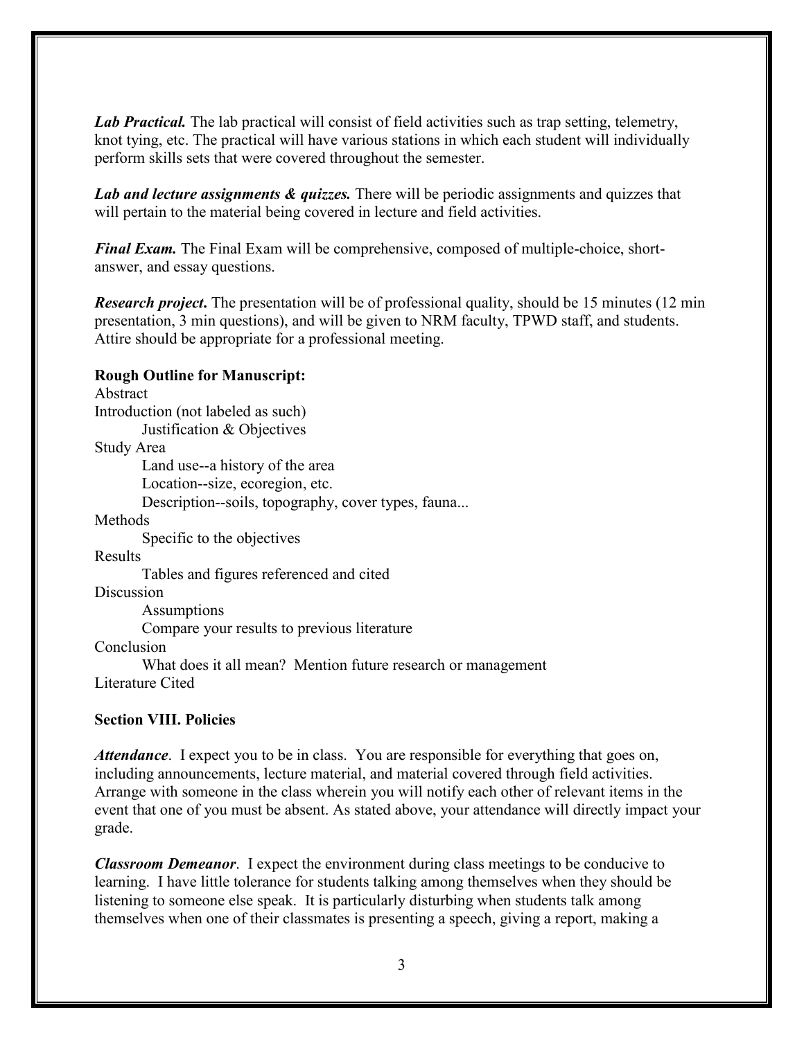***Lab Practical.*** The lab practical will consist of field activities such as trap setting, telemetry, knot tying, etc. The practical will have various stations in which each student will individually perform skills sets that were covered throughout the semester.

***Lab and lecture assignments & quizzes.*** There will be periodic assignments and quizzes that will pertain to the material being covered in lecture and field activities.

***Final Exam.*** The Final Exam will be comprehensive, composed of multiple-choice, short-answer, and essay questions.

***Research project*.** The presentation will be of professional quality, should be 15 minutes (12 min presentation, 3 min questions), and will be given to NRM faculty, TPWD staff, and students. Attire should be appropriate for a professional meeting.

**Rough Outline for Manuscript:**

- Abstract
- Introduction (not labeled as such)
  - Justification & Objectives
- Study Area
  - Land use--a history of the area
  - Location--size, ecoregion, etc.
  - Description--soils, topography, cover types, fauna...
- Methods
  - Specific to the objectives
- Results
  - Tables and figures referenced and cited
- Discussion
  - Assumptions
  - Compare your results to previous literature
- Conclusion
  - What does it all mean? Mention future research or management
- Literature Cited

**Section VIII. Policies**

***Attendance***. I expect you to be in class. You are responsible for everything that goes on, including announcements, lecture material, and material covered through field activities. Arrange with someone in the class wherein you will notify each other of relevant items in the event that one of you must be absent. As stated above, your attendance will directly impact your grade.

***Classroom Demeanor***. I expect the environment during class meetings to be conducive to learning. I have little tolerance for students talking among themselves when they should be listening to someone else speak. It is particularly disturbing when students talk among themselves when one of their classmates is presenting a speech, giving a report, making a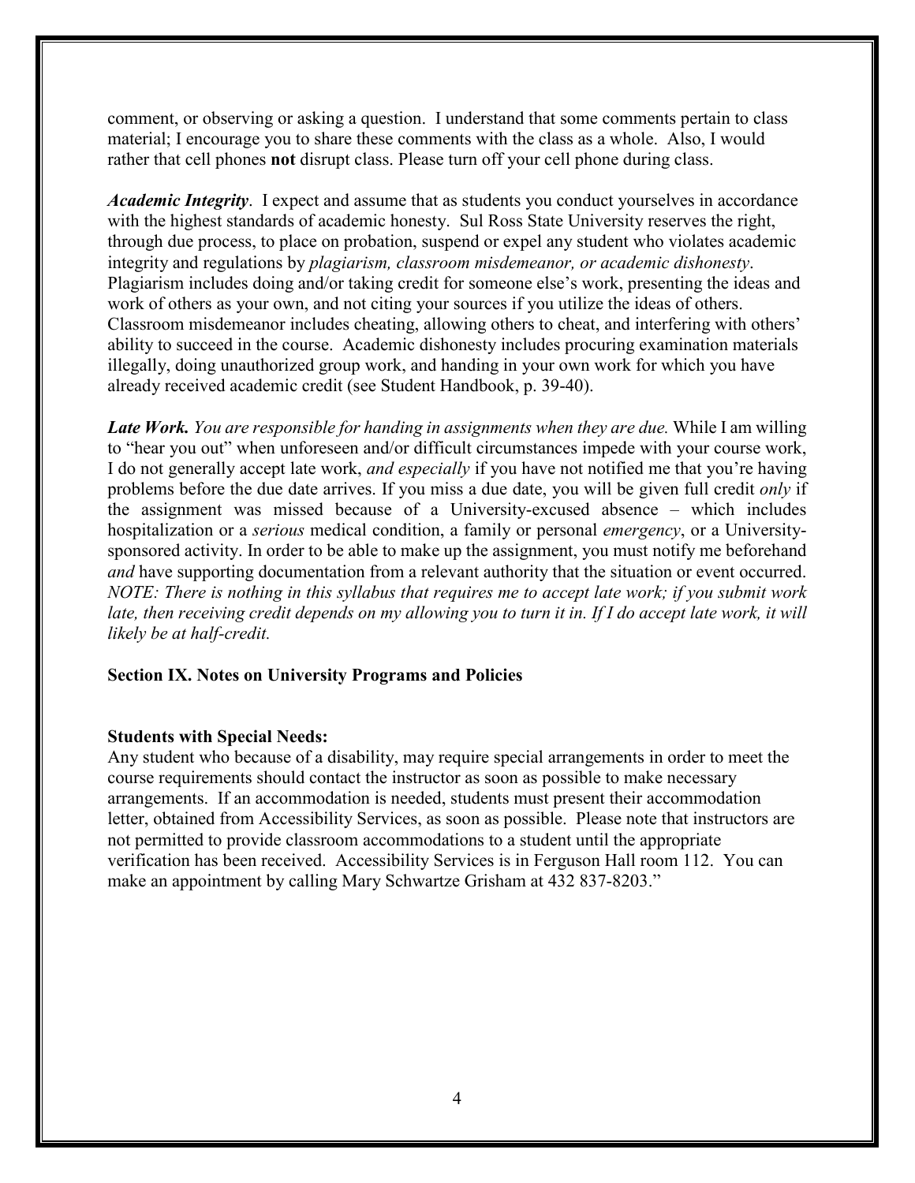comment, or observing or asking a question. I understand that some comments pertain to class material; I encourage you to share these comments with the class as a whole. Also, I would rather that cell phones **not** disrupt class. Please turn off your cell phone during class.

***Academic Integrity***. I expect and assume that as students you conduct yourselves in accordance with the highest standards of academic honesty. Sul Ross State University reserves the right, through due process, to place on probation, suspend or expel any student who violates academic integrity and regulations by *plagiarism, classroom misdemeanor, or academic dishonesty*. Plagiarism includes doing and/or taking credit for someone else's work, presenting the ideas and work of others as your own, and not citing your sources if you utilize the ideas of others. Classroom misdemeanor includes cheating, allowing others to cheat, and interfering with others' ability to succeed in the course. Academic dishonesty includes procuring examination materials illegally, doing unauthorized group work, and handing in your own work for which you have already received academic credit (see Student Handbook, p. 39-40).

***Late Work.*** *You are responsible for handing in assignments when they are due.* While I am willing to "hear you out" when unforeseen and/or difficult circumstances impede with your course work, I do not generally accept late work, *and especially* if you have not notified me that you're having problems before the due date arrives. If you miss a due date, you will be given full credit *only* if the assignment was missed because of a University-excused absence – which includes hospitalization or a *serious* medical condition, a family or personal *emergency*, or a University-sponsored activity. In order to be able to make up the assignment, you must notify me beforehand *and* have supporting documentation from a relevant authority that the situation or event occurred. *NOTE: There is nothing in this syllabus that requires me to accept late work; if you submit work late, then receiving credit depends on my allowing you to turn it in. If I do accept late work, it will likely be at half-credit.*

## Section IX. Notes on University Programs and Policies

### Students with Special Needs:

Any student who because of a disability, may require special arrangements in order to meet the course requirements should contact the instructor as soon as possible to make necessary arrangements. If an accommodation is needed, students must present their accommodation letter, obtained from Accessibility Services, as soon as possible. Please note that instructors are not permitted to provide classroom accommodations to a student until the appropriate verification has been received. Accessibility Services is in Ferguson Hall room 112. You can make an appointment by calling Mary Schwartze Grisham at 432 837-8203."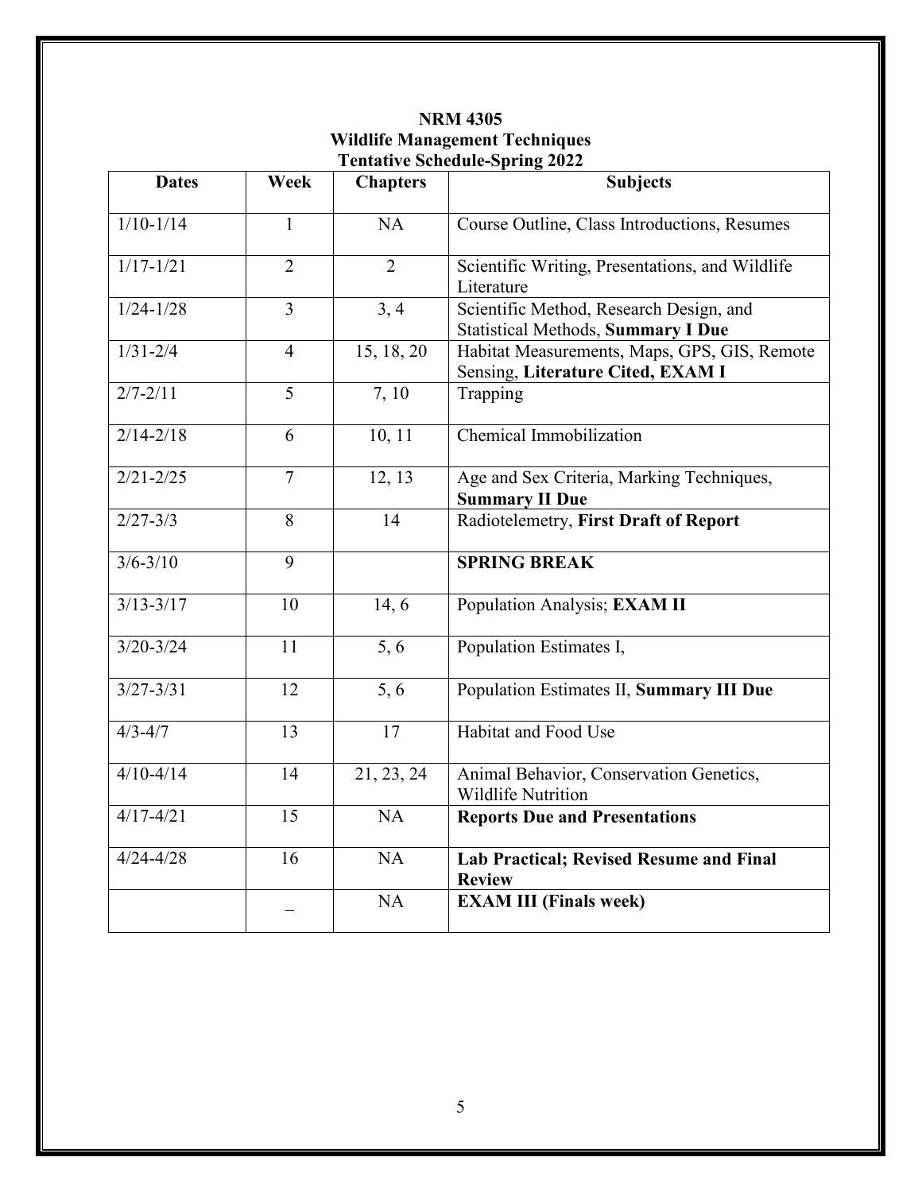**NRM 4305**
**Wildlife Management Techniques**
**Tentative Schedule-Spring 2022**

| Dates | Week | Chapters | Subjects |
|---|---|---|---|
| 1/10-1/14 | 1 | NA | Course Outline, Class Introductions, Resumes |
| 1/17-1/21 | 2 | 2 | Scientific Writing, Presentations, and Wildlife Literature |
| 1/24-1/28 | 3 | 3, 4 | Scientific Method, Research Design, and Statistical Methods, **Summary I Due** |
| 1/31-2/4 | 4 | 15, 18, 20 | Habitat Measurements, Maps, GPS, GIS, Remote Sensing, **Literature Cited, EXAM I** |
| 2/7-2/11 | 5 | 7, 10 | Trapping |
| 2/14-2/18 | 6 | 10, 11 | Chemical Immobilization |
| 2/21-2/25 | 7 | 12, 13 | Age and Sex Criteria, Marking Techniques, **Summary II Due** |
| 2/27-3/3 | 8 | 14 | Radiotelemetry, **First Draft of Report** |
| 3/6-3/10 | 9 | | **SPRING BREAK** |
| 3/13-3/17 | 10 | 14, 6 | Population Analysis; **EXAM II** |
| 3/20-3/24 | 11 | 5, 6 | Population Estimates I, |
| 3/27-3/31 | 12 | 5, 6 | Population Estimates II, **Summary III Due** |
| 4/3-4/7 | 13 | 17 | Habitat and Food Use |
| 4/10-4/14 | 14 | 21, 23, 24 | Animal Behavior, Conservation Genetics, Wildlife Nutrition |
| 4/17-4/21 | 15 | NA | **Reports Due and Presentations** |
| 4/24-4/28 | 16 | NA | **Lab Practical; Revised Resume and Final Review** |
| | _ | NA | **EXAM III (Finals week)** |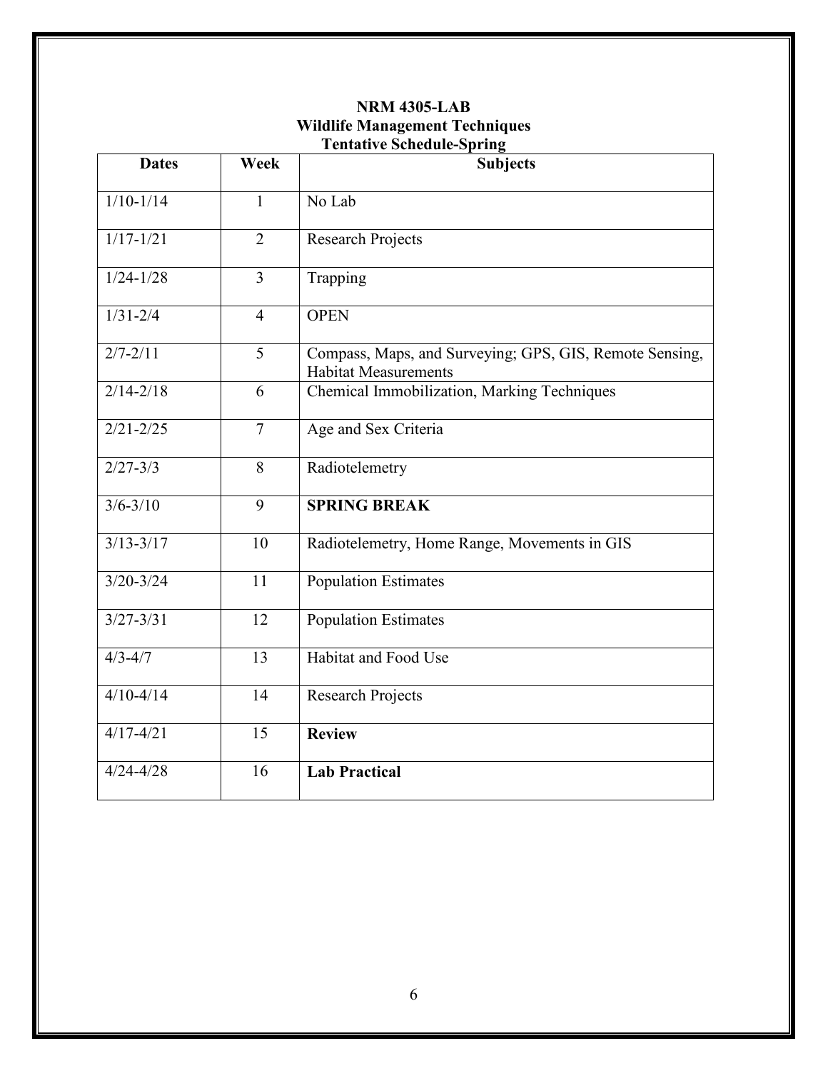**NRM 4305-LAB**
**Wildlife Management Techniques**
**Tentative Schedule-Spring**

| Dates | Week | Subjects |
|---|---|---|
| 1/10-1/14 | 1 | No Lab |
| 1/17-1/21 | 2 | Research Projects |
| 1/24-1/28 | 3 | Trapping |
| 1/31-2/4 | 4 | OPEN |
| 2/7-2/11 | 5 | Compass, Maps, and Surveying; GPS, GIS, Remote Sensing, Habitat Measurements |
| 2/14-2/18 | 6 | Chemical Immobilization, Marking Techniques |
| 2/21-2/25 | 7 | Age and Sex Criteria |
| 2/27-3/3 | 8 | Radiotelemetry |
| 3/6-3/10 | 9 | **SPRING BREAK** |
| 3/13-3/17 | 10 | Radiotelemetry, Home Range, Movements in GIS |
| 3/20-3/24 | 11 | Population Estimates |
| 3/27-3/31 | 12 | Population Estimates |
| 4/3-4/7 | 13 | Habitat and Food Use |
| 4/10-4/14 | 14 | Research Projects |
| 4/17-4/21 | 15 | **Review** |
| 4/24-4/28 | 16 | **Lab Practical** |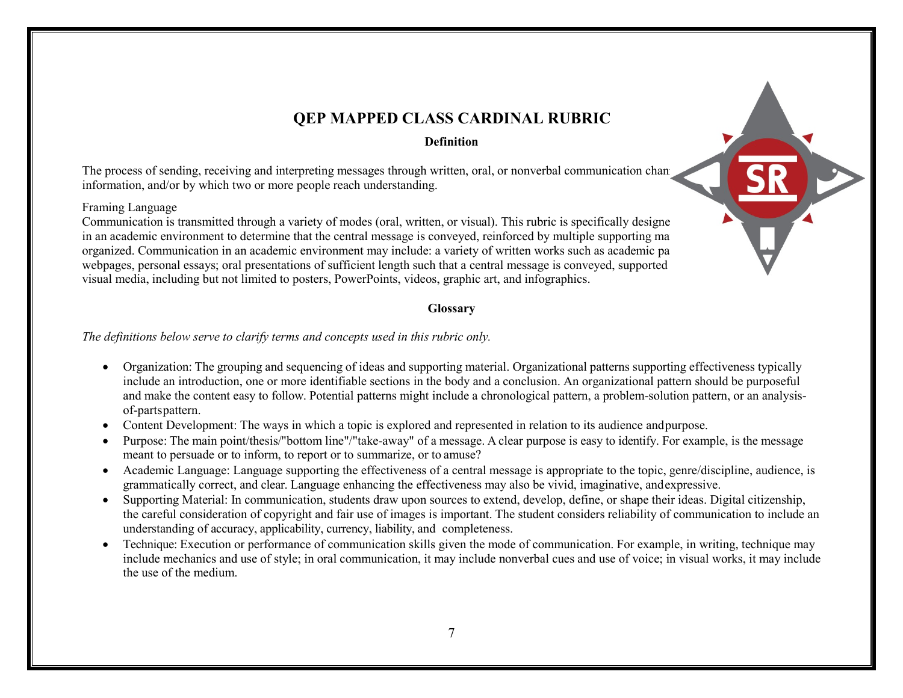# QEP MAPPED CLASS CARDINAL RUBRIC

**Definition**

The process of sending, receiving and interpreting messages through written, oral, or nonverbal communication chan information, and/or by which two or more people reach understanding.

Framing Language

Communication is transmitted through a variety of modes (oral, written, or visual). This rubric is specifically designe in an academic environment to determine that the central message is conveyed, reinforced by multiple supporting ma organized. Communication in an academic environment may include: a variety of written works such as academic pa webpages, personal essays; oral presentations of sufficient length such that a central message is conveyed, supported visual media, including but not limited to posters, PowerPoints, videos, graphic art, and infographics.

**Glossary**

*The definitions below serve to clarify terms and concepts used in this rubric only.*

- Organization: The grouping and sequencing of ideas and supporting material. Organizational patterns supporting effectiveness typically include an introduction, one or more identifiable sections in the body and a conclusion. An organizational pattern should be purposeful and make the content easy to follow. Potential patterns might include a chronological pattern, a problem-solution pattern, or an analysis-of-partspattern.
- Content Development: The ways in which a topic is explored and represented in relation to its audience andpurpose.
- Purpose: The main point/thesis/"bottom line"/"take-away" of a message. A clear purpose is easy to identify. For example, is the message meant to persuade or to inform, to report or to summarize, or to amuse?
- Academic Language: Language supporting the effectiveness of a central message is appropriate to the topic, genre/discipline, audience, is grammatically correct, and clear. Language enhancing the effectiveness may also be vivid, imaginative, andexpressive.
- Supporting Material: In communication, students draw upon sources to extend, develop, define, or shape their ideas. Digital citizenship, the careful consideration of copyright and fair use of images is important. The student considers reliability of communication to include an understanding of accuracy, applicability, currency, liability, and completeness.
- Technique: Execution or performance of communication skills given the mode of communication. For example, in writing, technique may include mechanics and use of style; in oral communication, it may include nonverbal cues and use of voice; in visual works, it may include the use of the medium.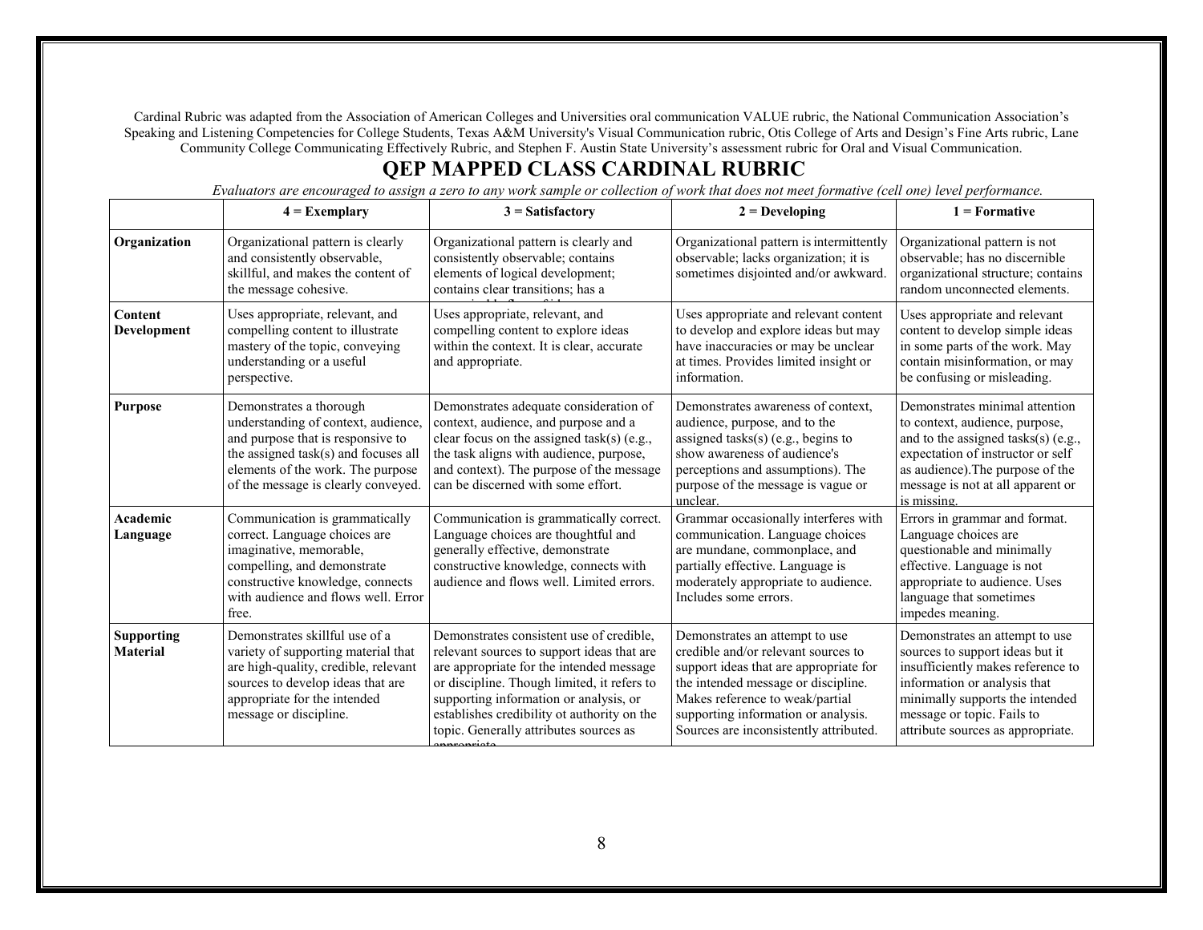Cardinal Rubric was adapted from the Association of American Colleges and Universities oral communication VALUE rubric, the National Communication Association's Speaking and Listening Competencies for College Students, Texas A&M University's Visual Communication rubric, Otis College of Arts and Design's Fine Arts rubric, Lane Community College Communicating Effectively Rubric, and Stephen F. Austin State University's assessment rubric for Oral and Visual Communication.

# QEP MAPPED CLASS CARDINAL RUBRIC

*Evaluators are encouraged to assign a zero to any work sample or collection of work that does not meet formative (cell one) level performance.*

| | **4 = Exemplary** | **3 = Satisfactory** | **2 = Developing** | **1 = Formative** |
|---|---|---|---|---|
| **Organization** | Organizational pattern is clearly and consistently observable, skillful, and makes the content of the message cohesive. | Organizational pattern is clearly and consistently observable; contains elements of logical development; contains clear transitions; has a | Organizational pattern is intermittently observable; lacks organization; it is sometimes disjointed and/or awkward. | Organizational pattern is not observable; has no discernible organizational structure; contains random unconnected elements. |
| **Content Development** | Uses appropriate, relevant, and compelling content to illustrate mastery of the topic, conveying understanding or a useful perspective. | Uses appropriate, relevant, and compelling content to explore ideas within the context. It is clear, accurate and appropriate. | Uses appropriate and relevant content to develop and explore ideas but may have inaccuracies or may be unclear at times. Provides limited insight or information. | Uses appropriate and relevant content to develop simple ideas in some parts of the work. May contain misinformation, or may be confusing or misleading. |
| **Purpose** | Demonstrates a thorough understanding of context, audience, and purpose that is responsive to the assigned task(s) and focuses all elements of the work. The purpose of the message is clearly conveyed. | Demonstrates adequate consideration of context, audience, and purpose and a clear focus on the assigned task(s) (e.g., the task aligns with audience, purpose, and context). The purpose of the message can be discerned with some effort. | Demonstrates awareness of context, audience, purpose, and to the assigned tasks(s) (e.g., begins to show awareness of audience's perceptions and assumptions). The purpose of the message is vague or unclear. | Demonstrates minimal attention to context, audience, purpose, and to the assigned tasks(s) (e.g., expectation of instructor or self as audience).The purpose of the message is not at all apparent or is missing. |
| **Academic Language** | Communication is grammatically correct. Language choices are imaginative, memorable, compelling, and demonstrate constructive knowledge, connects with audience and flows well. Error free. | Communication is grammatically correct. Language choices are thoughtful and generally effective, demonstrate constructive knowledge, connects with audience and flows well. Limited errors. | Grammar occasionally interferes with communication. Language choices are mundane, commonplace, and partially effective. Language is moderately appropriate to audience. Includes some errors. | Errors in grammar and format. Language choices are questionable and minimally effective. Language is not appropriate to audience. Uses language that sometimes impedes meaning. |
| **Supporting Material** | Demonstrates skillful use of a variety of supporting material that are high-quality, credible, relevant sources to develop ideas that are appropriate for the intended message or discipline. | Demonstrates consistent use of credible, relevant sources to support ideas that are are appropriate for the intended message or discipline. Though limited, it refers to supporting information or analysis, or establishes credibility ot authority on the topic. Generally attributes sources as appropriate | Demonstrates an attempt to use credible and/or relevant sources to support ideas that are appropriate for the intended message or discipline. Makes reference to weak/partial supporting information or analysis. Sources are inconsistently attributed. | Demonstrates an attempt to use sources to support ideas but it insufficiently makes reference to information or analysis that minimally supports the intended message or topic. Fails to attribute sources as appropriate. |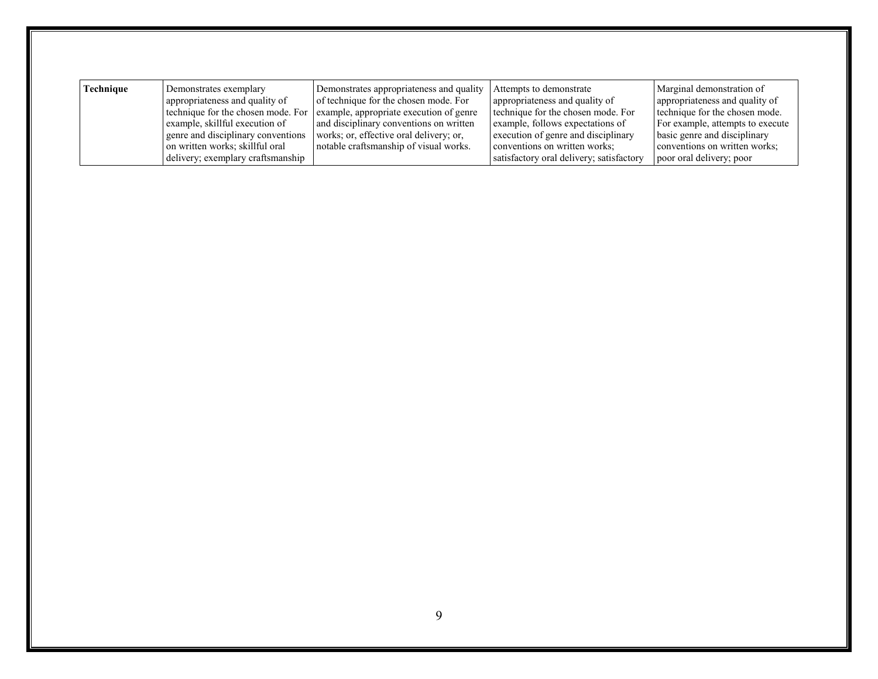| | | | | |
|---|---|---|---|---|
| **Technique** | Demonstrates exemplary appropriateness and quality of technique for the chosen mode. For example, skillful execution of genre and disciplinary conventions on written works; skillful oral delivery; exemplary craftsmanship | Demonstrates appropriateness and quality of technique for the chosen mode. For example, appropriate execution of genre and disciplinary conventions on written works; or, effective oral delivery; or, notable craftsmanship of visual works. | Attempts to demonstrate appropriateness and quality of technique for the chosen mode. For example, follows expectations of execution of genre and disciplinary conventions on written works; satisfactory oral delivery; satisfactory | Marginal demonstration of appropriateness and quality of technique for the chosen mode. For example, attempts to execute basic genre and disciplinary conventions on written works; poor oral delivery; poor |